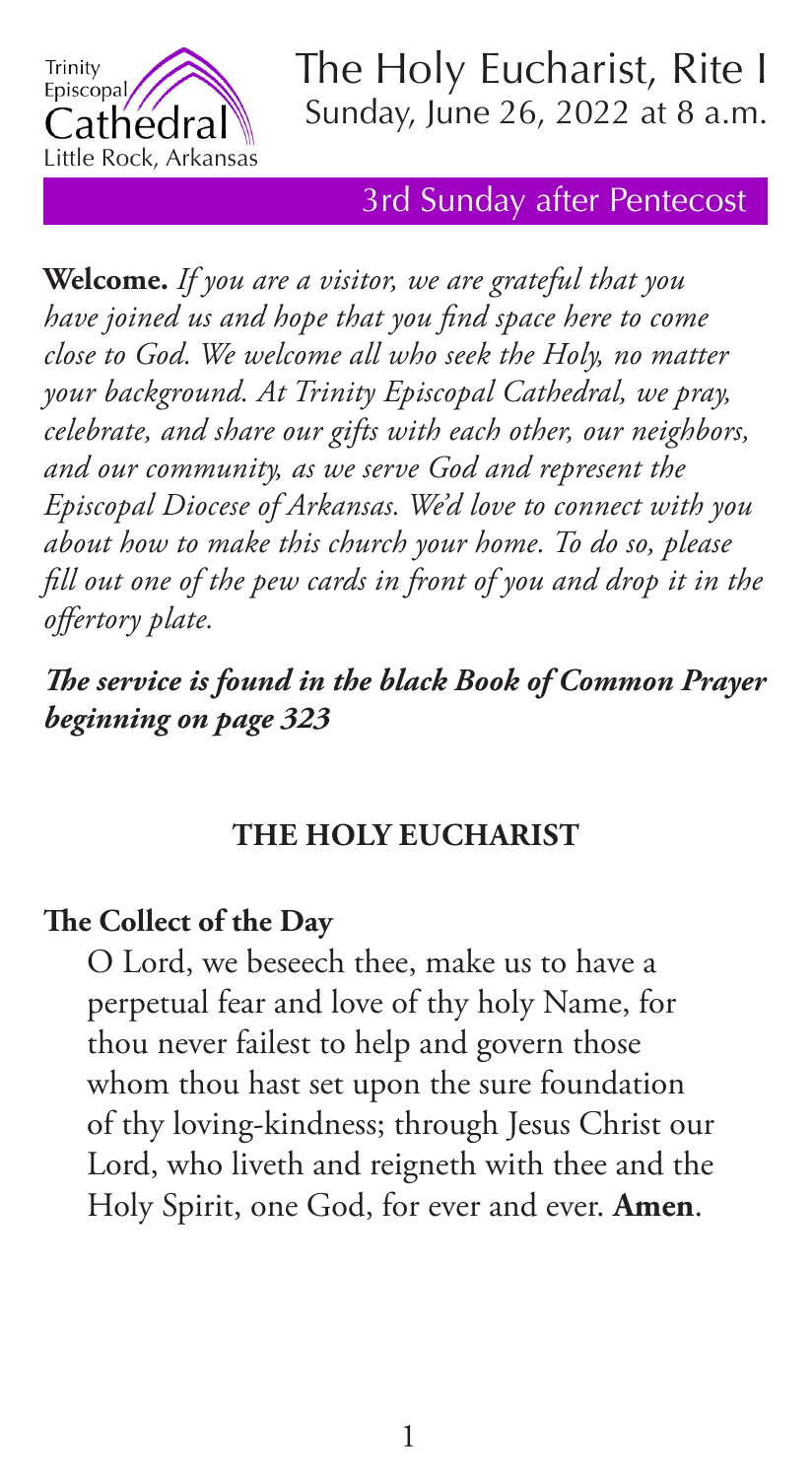Trinity Episcopal Cathedral
Little Rock, Arkansas

# The Holy Eucharist, Rite I
Sunday, June 26, 2022 at 8 a.m.

3rd Sunday after Pentecost

**Welcome.** *If you are a visitor, we are grateful that you have joined us and hope that you find space here to come close to God. We welcome all who seek the Holy, no matter your background. At Trinity Episcopal Cathedral, we pray, celebrate, and share our gifts with each other, our neighbors, and our community, as we serve God and represent the Episcopal Diocese of Arkansas. We'd love to connect with you about how to make this church your home. To do so, please fill out one of the pew cards in front of you and drop it in the offertory plate.*

***The service is found in the black Book of Common Prayer beginning on page 323***

## THE HOLY EUCHARIST

**The Collect of the Day**

O Lord, we beseech thee, make us to have a perpetual fear and love of thy holy Name, for thou never failest to help and govern those whom thou hast set upon the sure foundation of thy loving-kindness; through Jesus Christ our Lord, who liveth and reigneth with thee and the Holy Spirit, one God, for ever and ever. **Amen**.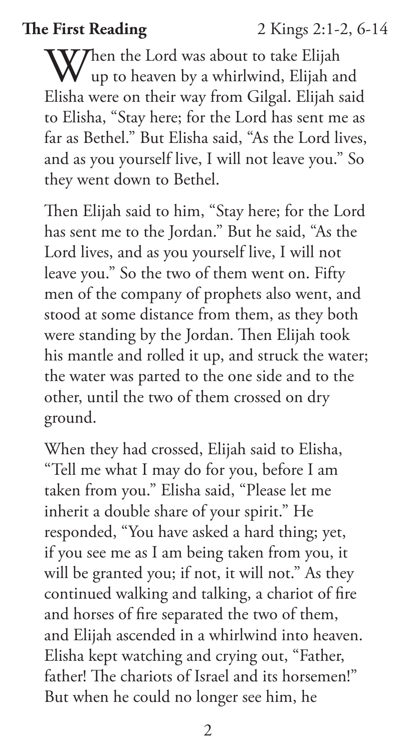**The First Reading** 2 Kings 2:1-2, 6-14

When the Lord was about to take Elijah up to heaven by a whirlwind, Elijah and Elisha were on their way from Gilgal. Elijah said to Elisha, "Stay here; for the Lord has sent me as far as Bethel." But Elisha said, "As the Lord lives, and as you yourself live, I will not leave you." So they went down to Bethel.

Then Elijah said to him, "Stay here; for the Lord has sent me to the Jordan." But he said, "As the Lord lives, and as you yourself live, I will not leave you." So the two of them went on. Fifty men of the company of prophets also went, and stood at some distance from them, as they both were standing by the Jordan. Then Elijah took his mantle and rolled it up, and struck the water; the water was parted to the one side and to the other, until the two of them crossed on dry ground.

When they had crossed, Elijah said to Elisha, "Tell me what I may do for you, before I am taken from you." Elisha said, "Please let me inherit a double share of your spirit." He responded, "You have asked a hard thing; yet, if you see me as I am being taken from you, it will be granted you; if not, it will not." As they continued walking and talking, a chariot of fire and horses of fire separated the two of them, and Elijah ascended in a whirlwind into heaven. Elisha kept watching and crying out, "Father, father! The chariots of Israel and its horsemen!" But when he could no longer see him, he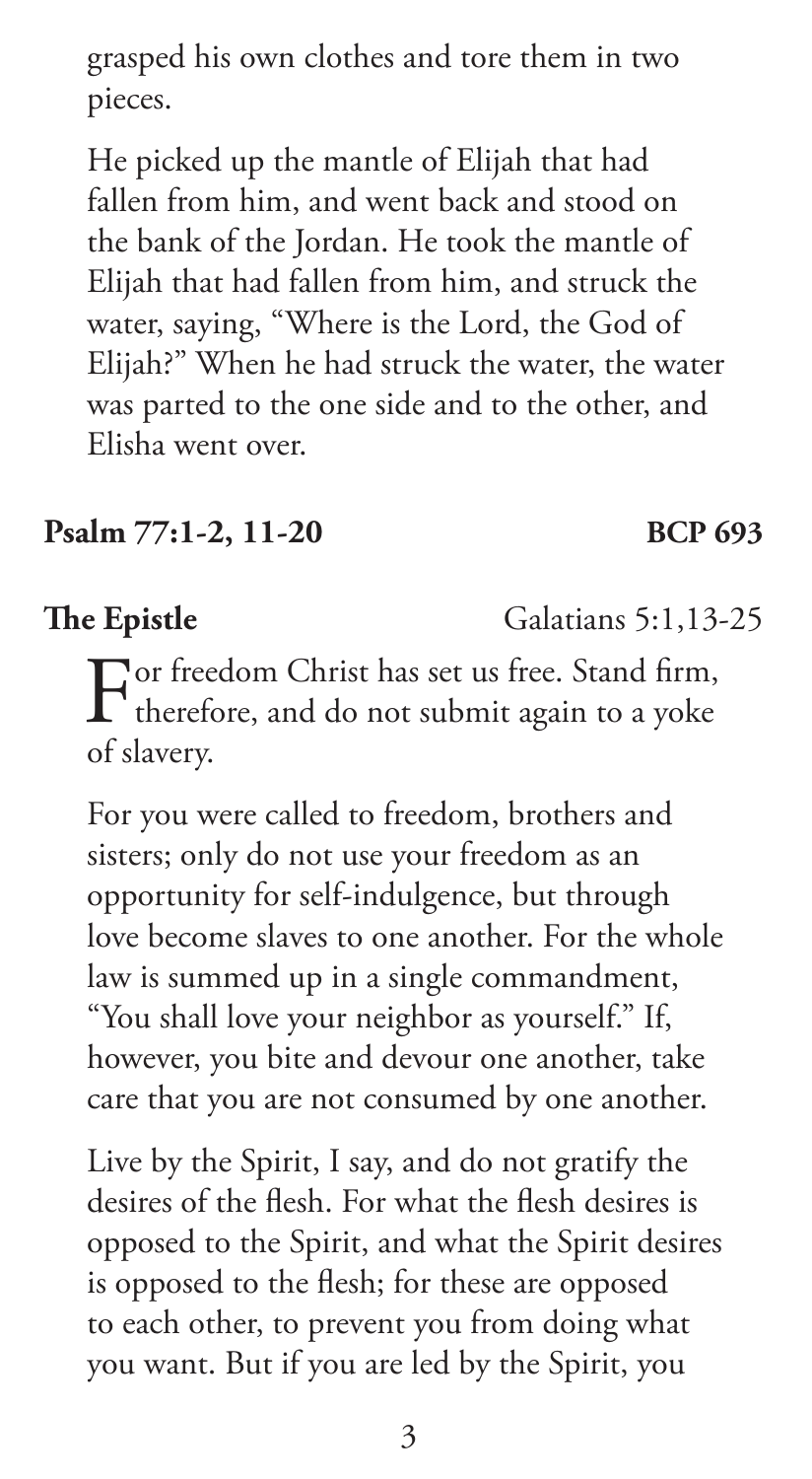grasped his own clothes and tore them in two pieces.

He picked up the mantle of Elijah that had fallen from him, and went back and stood on the bank of the Jordan. He took the mantle of Elijah that had fallen from him, and struck the water, saying, "Where is the Lord, the God of Elijah?" When he had struck the water, the water was parted to the one side and to the other, and Elisha went over.

**Psalm 77:1-2, 11-20** **BCP 693**

**The Epistle** Galatians 5:1,13-25

For freedom Christ has set us free. Stand firm, therefore, and do not submit again to a yoke of slavery.

For you were called to freedom, brothers and sisters; only do not use your freedom as an opportunity for self-indulgence, but through love become slaves to one another. For the whole law is summed up in a single commandment, "You shall love your neighbor as yourself." If, however, you bite and devour one another, take care that you are not consumed by one another.

Live by the Spirit, I say, and do not gratify the desires of the flesh. For what the flesh desires is opposed to the Spirit, and what the Spirit desires is opposed to the flesh; for these are opposed to each other, to prevent you from doing what you want. But if you are led by the Spirit, you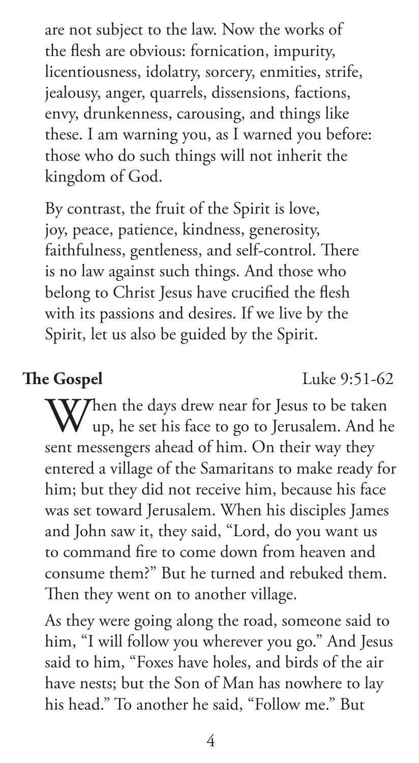are not subject to the law. Now the works of the flesh are obvious: fornication, impurity, licentiousness, idolatry, sorcery, enmities, strife, jealousy, anger, quarrels, dissensions, factions, envy, drunkenness, carousing, and things like these. I am warning you, as I warned you before: those who do such things will not inherit the kingdom of God.

By contrast, the fruit of the Spirit is love, joy, peace, patience, kindness, generosity, faithfulness, gentleness, and self-control. There is no law against such things. And those who belong to Christ Jesus have crucified the flesh with its passions and desires. If we live by the Spirit, let us also be guided by the Spirit.

**The Gospel** Luke 9:51-62

When the days drew near for Jesus to be taken up, he set his face to go to Jerusalem. And he sent messengers ahead of him. On their way they entered a village of the Samaritans to make ready for him; but they did not receive him, because his face was set toward Jerusalem. When his disciples James and John saw it, they said, "Lord, do you want us to command fire to come down from heaven and consume them?" But he turned and rebuked them. Then they went on to another village.

As they were going along the road, someone said to him, "I will follow you wherever you go." And Jesus said to him, "Foxes have holes, and birds of the air have nests; but the Son of Man has nowhere to lay his head." To another he said, "Follow me." But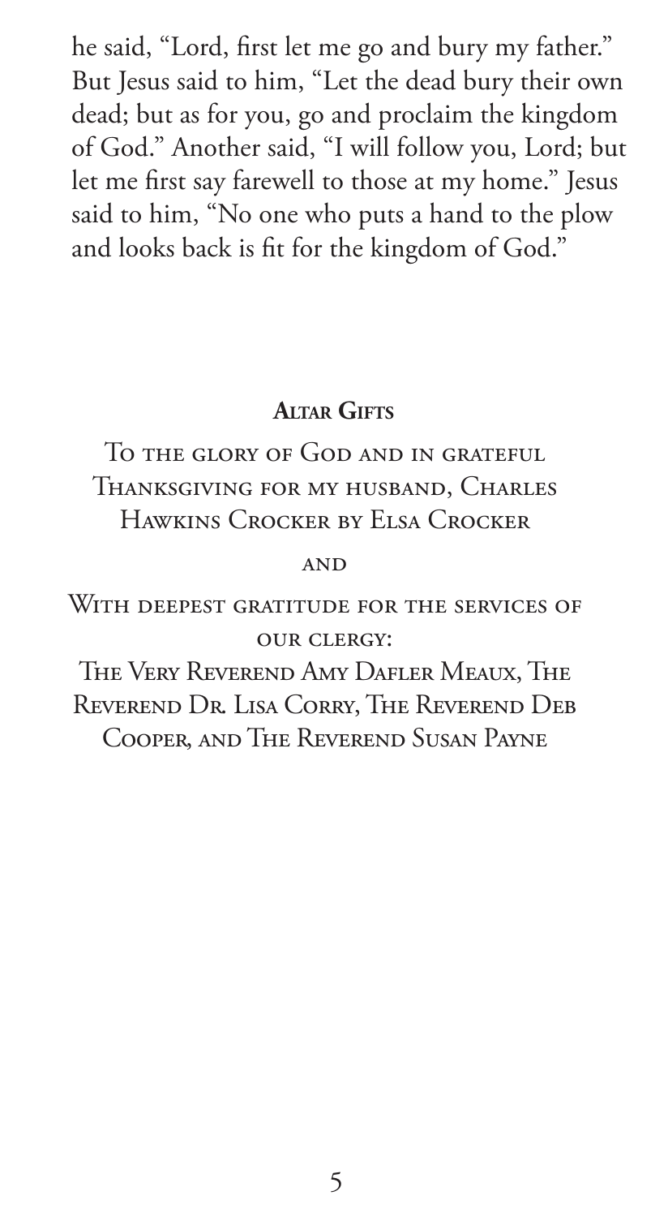he said, "Lord, first let me go and bury my father." But Jesus said to him, "Let the dead bury their own dead; but as for you, go and proclaim the kingdom of God." Another said, "I will follow you, Lord; but let me first say farewell to those at my home." Jesus said to him, "No one who puts a hand to the plow and looks back is fit for the kingdom of God."

## Altar Gifts

To the glory of God and in grateful Thanksgiving for my husband, Charles Hawkins Crocker by Elsa Crocker

and

With deepest gratitude for the services of our clergy:
The Very Reverend Amy Dafler Meaux, The Reverend Dr. Lisa Corry, The Reverend Deb Cooper, and The Reverend Susan Payne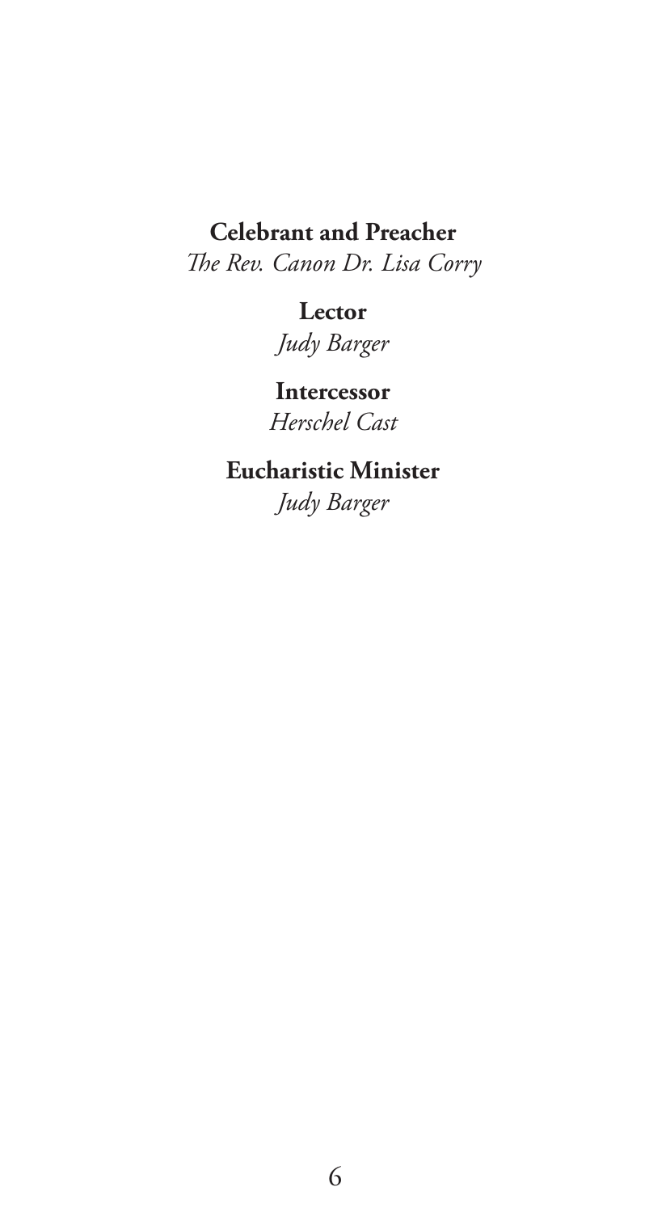**Celebrant and Preacher**
*The Rev. Canon Dr. Lisa Corry*

**Lector**
*Judy Barger*

**Intercessor**
*Herschel Cast*

**Eucharistic Minister**
*Judy Barger*